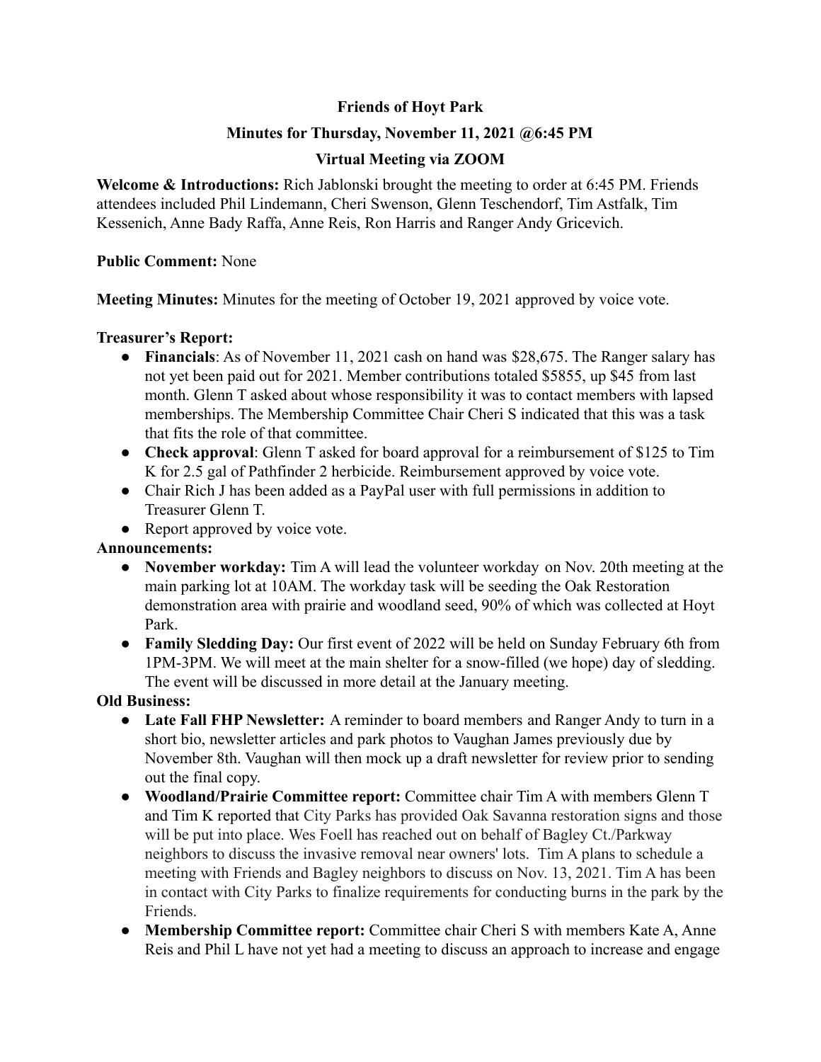# Friends of Hoyt Park

## Minutes for Thursday, November 11, 2021 @6:45 PM

## Virtual Meeting via ZOOM

**Welcome & Introductions:** Rich Jablonski brought the meeting to order at 6:45 PM. Friends attendees included Phil Lindemann, Cheri Swenson, Glenn Teschendorf, Tim Astfalk, Tim Kessenich, Anne Bady Raffa, Anne Reis, Ron Harris and Ranger Andy Gricevich.

**Public Comment:** None

**Meeting Minutes:** Minutes for the meeting of October 19, 2021 approved by voice vote.

**Treasurer's Report:**

- **Financials**: As of November 11, 2021 cash on hand was $28,675. The Ranger salary has not yet been paid out for 2021. Member contributions totaled $5855, up $45 from last month. Glenn T asked about whose responsibility it was to contact members with lapsed memberships. The Membership Committee Chair Cheri S indicated that this was a task that fits the role of that committee.
- **Check approval**: Glenn T asked for board approval for a reimbursement of $125 to Tim K for 2.5 gal of Pathfinder 2 herbicide. Reimbursement approved by voice vote.
- Chair Rich J has been added as a PayPal user with full permissions in addition to Treasurer Glenn T.
- Report approved by voice vote.

**Announcements:**

- **November workday:** Tim A will lead the volunteer workday on Nov. 20th meeting at the main parking lot at 10AM. The workday task will be seeding the Oak Restoration demonstration area with prairie and woodland seed, 90% of which was collected at Hoyt Park.
- **Family Sledding Day:** Our first event of 2022 will be held on Sunday February 6th from 1PM-3PM. We will meet at the main shelter for a snow-filled (we hope) day of sledding. The event will be discussed in more detail at the January meeting.

**Old Business:**

- **Late Fall FHP Newsletter:** A reminder to board members and Ranger Andy to turn in a short bio, newsletter articles and park photos to Vaughan James previously due by November 8th. Vaughan will then mock up a draft newsletter for review prior to sending out the final copy.
- **Woodland/Prairie Committee report:** Committee chair Tim A with members Glenn T and Tim K reported that City Parks has provided Oak Savanna restoration signs and those will be put into place. Wes Foell has reached out on behalf of Bagley Ct./Parkway neighbors to discuss the invasive removal near owners' lots. Tim A plans to schedule a meeting with Friends and Bagley neighbors to discuss on Nov. 13, 2021. Tim A has been in contact with City Parks to finalize requirements for conducting burns in the park by the Friends.
- **Membership Committee report:** Committee chair Cheri S with members Kate A, Anne Reis and Phil L have not yet had a meeting to discuss an approach to increase and engage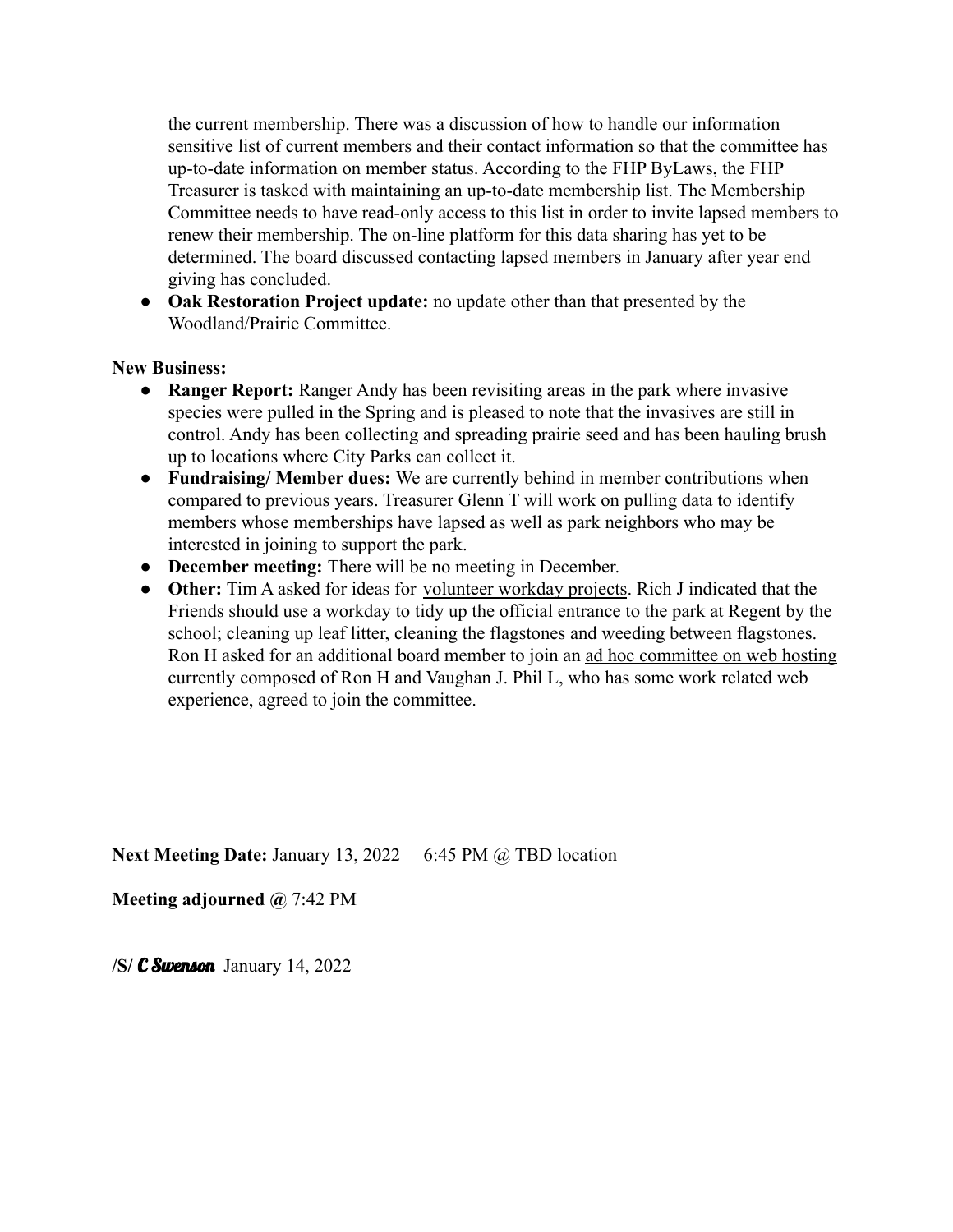the current membership. There was a discussion of how to handle our information sensitive list of current members and their contact information so that the committee has up-to-date information on member status. According to the FHP ByLaws, the FHP Treasurer is tasked with maintaining an up-to-date membership list. The Membership Committee needs to have read-only access to this list in order to invite lapsed members to renew their membership. The on-line platform for this data sharing has yet to be determined. The board discussed contacting lapsed members in January after year end giving has concluded.

- **Oak Restoration Project update:** no update other than that presented by the Woodland/Prairie Committee.

**New Business:**

- **Ranger Report:** Ranger Andy has been revisiting areas in the park where invasive species were pulled in the Spring and is pleased to note that the invasives are still in control. Andy has been collecting and spreading prairie seed and has been hauling brush up to locations where City Parks can collect it.
- **Fundraising/ Member dues:** We are currently behind in member contributions when compared to previous years. Treasurer Glenn T will work on pulling data to identify members whose memberships have lapsed as well as park neighbors who may be interested in joining to support the park.
- **December meeting:** There will be no meeting in December.
- **Other:** Tim A asked for ideas for volunteer workday projects. Rich J indicated that the Friends should use a workday to tidy up the official entrance to the park at Regent by the school; cleaning up leaf litter, cleaning the flagstones and weeding between flagstones. Ron H asked for an additional board member to join an ad hoc committee on web hosting currently composed of Ron H and Vaughan J. Phil L, who has some work related web experience, agreed to join the committee.

**Next Meeting Date:** January 13, 2022 6:45 PM @ TBD location

**Meeting adjourned @** 7:42 PM

**/S/** ***C Swenson*** January 14, 2022